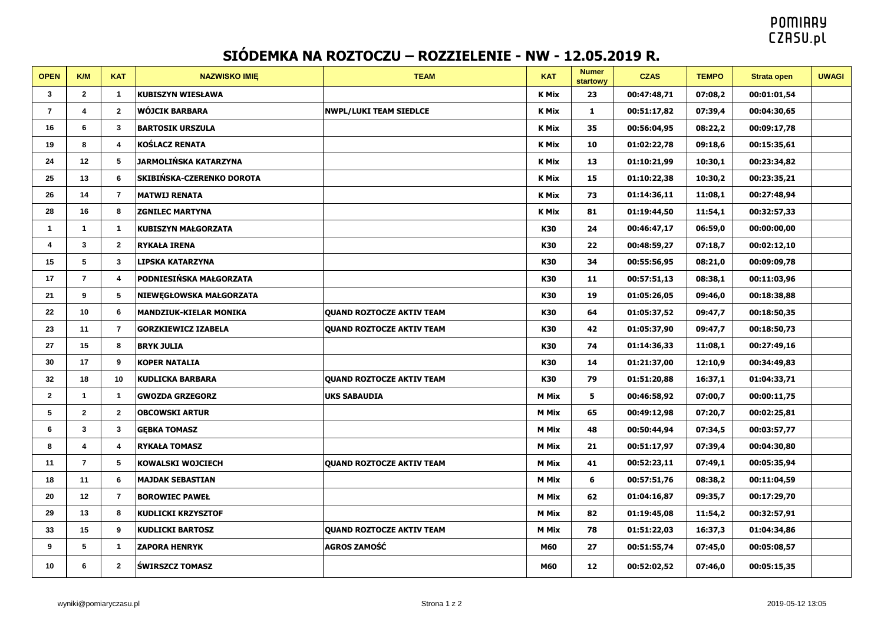# SIÓDEMKA NA ROZTOCZU – ROZZIELENIE - NW - 12.05.2019 R.

| OPEN | K/M | KAT | NAZWISKO IMIĘ | TEAM | KAT | Numer startowy | CZAS | TEMPO | Strata open | UWAGI |
|---|---|---|---|---|---|---|---|---|---|---|
| 3 | 2 | 1 | KUBISZYN WIESŁAWA | | K Mix | 23 | 00:47:48,71 | 07:08,2 | 00:01:01,54 | |
| 7 | 4 | 2 | WÓJCIK BARBARA | NWPL/LUKI TEAM SIEDLCE | K Mix | 1 | 00:51:17,82 | 07:39,4 | 00:04:30,65 | |
| 16 | 6 | 3 | BARTOSIK URSZULA | | K Mix | 35 | 00:56:04,95 | 08:22,2 | 00:09:17,78 | |
| 19 | 8 | 4 | KOŚLACZ RENATA | | K Mix | 10 | 01:02:22,78 | 09:18,6 | 00:15:35,61 | |
| 24 | 12 | 5 | JARMOLIŃSKA KATARZYNA | | K Mix | 13 | 01:10:21,99 | 10:30,1 | 00:23:34,82 | |
| 25 | 13 | 6 | SKIBIŃSKA-CZERENKO DOROTA | | K Mix | 15 | 01:10:22,38 | 10:30,2 | 00:23:35,21 | |
| 26 | 14 | 7 | MATWIJ RENATA | | K Mix | 73 | 01:14:36,11 | 11:08,1 | 00:27:48,94 | |
| 28 | 16 | 8 | ZGNILEC MARTYNA | | K Mix | 81 | 01:19:44,50 | 11:54,1 | 00:32:57,33 | |
| 1 | 1 | 1 | KUBISZYN MAŁGORZATA | | K30 | 24 | 00:46:47,17 | 06:59,0 | 00:00:00,00 | |
| 4 | 3 | 2 | RYKAŁA IRENA | | K30 | 22 | 00:48:59,27 | 07:18,7 | 00:02:12,10 | |
| 15 | 5 | 3 | LIPSKA KATARZYNA | | K30 | 34 | 00:55:56,95 | 08:21,0 | 00:09:09,78 | |
| 17 | 7 | 4 | PODNIESIŃSKA MAŁGORZATA | | K30 | 11 | 00:57:51,13 | 08:38,1 | 00:11:03,96 | |
| 21 | 9 | 5 | NIEWĘGŁOWSKA MAŁGORZATA | | K30 | 19 | 01:05:26,05 | 09:46,0 | 00:18:38,88 | |
| 22 | 10 | 6 | MANDZIUK-KIELAR MONIKA | QUAND ROZTOCZE AKTIV TEAM | K30 | 64 | 01:05:37,52 | 09:47,7 | 00:18:50,35 | |
| 23 | 11 | 7 | GORZKIEWICZ IZABELA | QUAND ROZTOCZE AKTIV TEAM | K30 | 42 | 01:05:37,90 | 09:47,7 | 00:18:50,73 | |
| 27 | 15 | 8 | BRYK JULIA | | K30 | 74 | 01:14:36,33 | 11:08,1 | 00:27:49,16 | |
| 30 | 17 | 9 | KOPER NATALIA | | K30 | 14 | 01:21:37,00 | 12:10,9 | 00:34:49,83 | |
| 32 | 18 | 10 | KUDLICKA BARBARA | QUAND ROZTOCZE AKTIV TEAM | K30 | 79 | 01:51:20,88 | 16:37,1 | 01:04:33,71 | |
| 2 | 1 | 1 | GWOZDA GRZEGORZ | UKS SABAUDIA | M Mix | 5 | 00:46:58,92 | 07:00,7 | 00:00:11,75 | |
| 5 | 2 | 2 | OBCOWSKI ARTUR | | M Mix | 65 | 00:49:12,98 | 07:20,7 | 00:02:25,81 | |
| 6 | 3 | 3 | GĘBKA TOMASZ | | M Mix | 48 | 00:50:44,94 | 07:34,5 | 00:03:57,77 | |
| 8 | 4 | 4 | RYKAŁA TOMASZ | | M Mix | 21 | 00:51:17,97 | 07:39,4 | 00:04:30,80 | |
| 11 | 7 | 5 | KOWALSKI WOJCIECH | QUAND ROZTOCZE AKTIV TEAM | M Mix | 41 | 00:52:23,11 | 07:49,1 | 00:05:35,94 | |
| 18 | 11 | 6 | MAJDAK SEBASTIAN | | M Mix | 6 | 00:57:51,76 | 08:38,2 | 00:11:04,59 | |
| 20 | 12 | 7 | BOROWIEC PAWEŁ | | M Mix | 62 | 01:04:16,87 | 09:35,7 | 00:17:29,70 | |
| 29 | 13 | 8 | KUDLICKI KRZYSZTOF | | M Mix | 82 | 01:19:45,08 | 11:54,2 | 00:32:57,91 | |
| 33 | 15 | 9 | KUDLICKI BARTOSZ | QUAND ROZTOCZE AKTIV TEAM | M Mix | 78 | 01:51:22,03 | 16:37,3 | 01:04:34,86 | |
| 9 | 5 | 1 | ZAPORA HENRYK | AGROS ZAMOŚĆ | M60 | 27 | 00:51:55,74 | 07:45,0 | 00:05:08,57 | |
| 10 | 6 | 2 | ŚWIRSZCZ TOMASZ | | M60 | 12 | 00:52:02,52 | 07:46,0 | 00:05:15,35 | |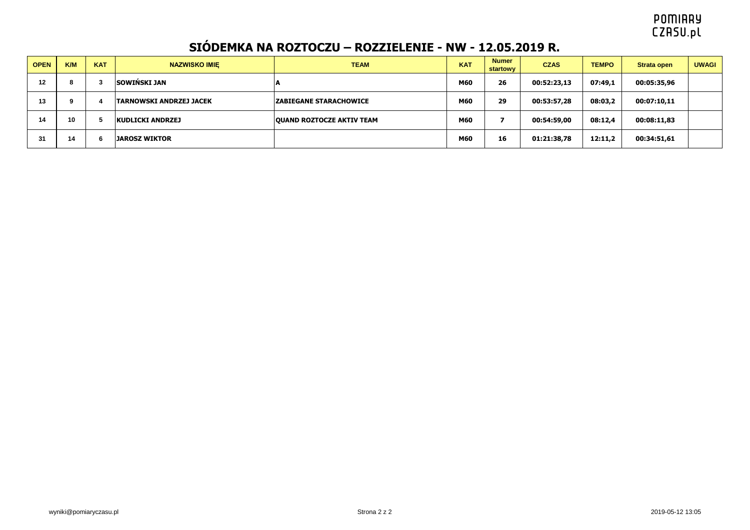# SIÓDEMKA NA ROZTOCZU – ROZZIELENIE - NW - 12.05.2019 R.

| OPEN | K/M | KAT | NAZWISKO IMIĘ | TEAM | KAT | Numer startowy | CZAS | TEMPO | Strata open | UWAGI |
|---|---|---|---|---|---|---|---|---|---|---|
| 12 | 8 | 3 | SOWIŃSKI JAN | A | M60 | 26 | 00:52:23,13 | 07:49,1 | 00:05:35,96 | |
| 13 | 9 | 4 | TARNOWSKI ANDRZEJ JACEK | ZABIEGANE STARACHOWICE | M60 | 29 | 00:53:57,28 | 08:03,2 | 00:07:10,11 | |
| 14 | 10 | 5 | KUDLICKI ANDRZEJ | QUAND ROZTOCZE AKTIV TEAM | M60 | 7 | 00:54:59,00 | 08:12,4 | 00:08:11,83 | |
| 31 | 14 | 6 | JAROSZ WIKTOR | | M60 | 16 | 01:21:38,78 | 12:11,2 | 00:34:51,61 | |